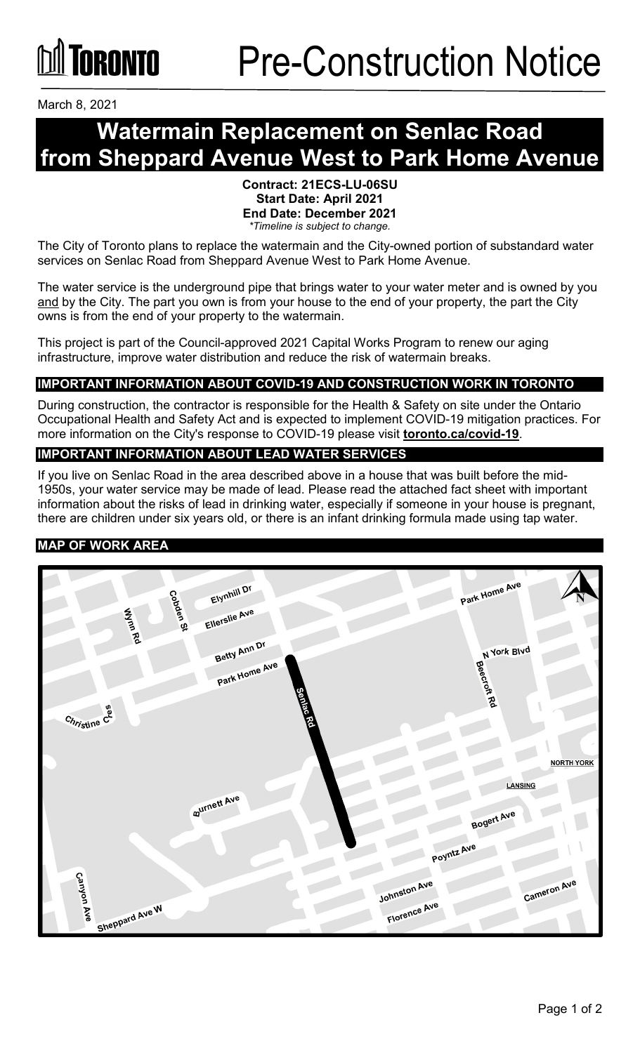# Pre-Construction Notice

March 8, 2021

## Watermain Replacement on Senlac Road from Sheppard Avenue West to Park Home Avenue

**Contract: 21ECS-LU-06SU**
**Start Date: April 2021**
**End Date: December 2021**
*\*Timeline is subject to change.*

The City of Toronto plans to replace the watermain and the City-owned portion of substandard water services on Senlac Road from Sheppard Avenue West to Park Home Avenue.

The water service is the underground pipe that brings water to your water meter and is owned by you and by the City. The part you own is from your house to the end of your property, the part the City owns is from the end of your property to the watermain.

This project is part of the Council-approved 2021 Capital Works Program to renew our aging infrastructure, improve water distribution and reduce the risk of watermain breaks.

### IMPORTANT INFORMATION ABOUT COVID-19 AND CONSTRUCTION WORK IN TORONTO

During construction, the contractor is responsible for the Health & Safety on site under the Ontario Occupational Health and Safety Act and is expected to implement COVID-19 mitigation practices. For more information on the City's response to COVID-19 please visit **toronto.ca/covid-19**.

### IMPORTANT INFORMATION ABOUT LEAD WATER SERVICES

If you live on Senlac Road in the area described above in a house that was built before the mid-1950s, your water service may be made of lead. Please read the attached fact sheet with important information about the risks of lead in drinking water, especially if someone in your house is pregnant, there are children under six years old, or there is an infant drinking formula made using tap water.

### MAP OF WORK AREA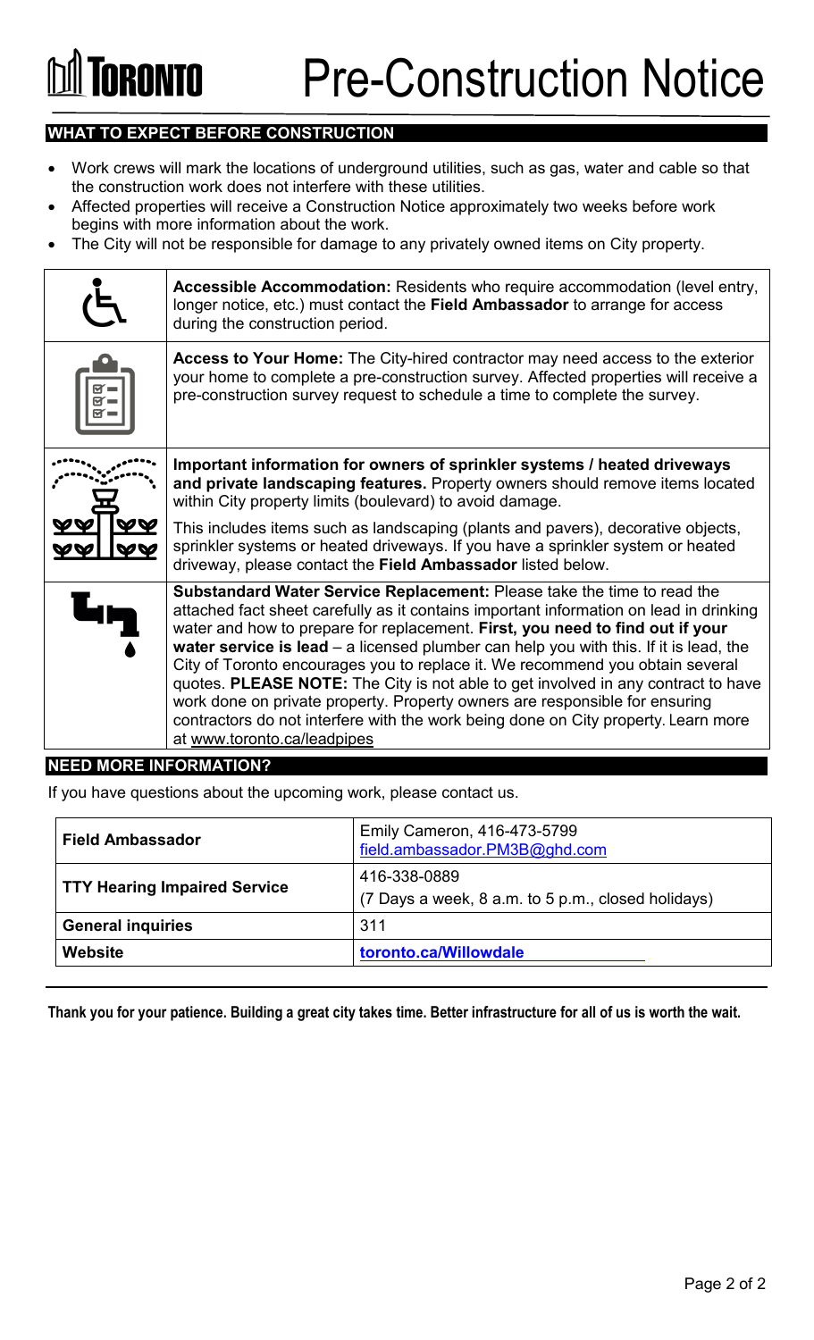# TORONTO Pre-Construction Notice

## WHAT TO EXPECT BEFORE CONSTRUCTION

- Work crews will mark the locations of underground utilities, such as gas, water and cable so that the construction work does not interfere with these utilities.
- Affected properties will receive a Construction Notice approximately two weeks before work begins with more information about the work.
- The City will not be responsible for damage to any privately owned items on City property.

**Accessible Accommodation:** Residents who require accommodation (level entry, longer notice, etc.) must contact the **Field Ambassador** to arrange for access during the construction period.

**Access to Your Home:** The City-hired contractor may need access to the exterior your home to complete a pre-construction survey. Affected properties will receive a pre-construction survey request to schedule a time to complete the survey.

**Important information for owners of sprinkler systems / heated driveways and private landscaping features.** Property owners should remove items located within City property limits (boulevard) to avoid damage.

This includes items such as landscaping (plants and pavers), decorative objects, sprinkler systems or heated driveways. If you have a sprinkler system or heated driveway, please contact the **Field Ambassador** listed below.

**Substandard Water Service Replacement:** Please take the time to read the attached fact sheet carefully as it contains important information on lead in drinking water and how to prepare for replacement. **First, you need to find out if your water service is lead** – a licensed plumber can help you with this. If it is lead, the City of Toronto encourages you to replace it. We recommend you obtain several quotes. **PLEASE NOTE:** The City is not able to get involved in any contract to have work done on private property. Property owners are responsible for ensuring contractors do not interfere with the work being done on City property. Learn more at www.toronto.ca/leadpipes

## NEED MORE INFORMATION?

If you have questions about the upcoming work, please contact us.

| | |
|---|---|
| **Field Ambassador** | Emily Cameron, 416-473-5799<br>field.ambassador.PM3B@ghd.com |
| **TTY Hearing Impaired Service** | 416-338-0889<br>(7 Days a week, 8 a.m. to 5 p.m., closed holidays) |
| **General inquiries** | 311 |
| **Website** | **toronto.ca/Willowdale** |

**Thank you for your patience. Building a great city takes time. Better infrastructure for all of us is worth the wait.**